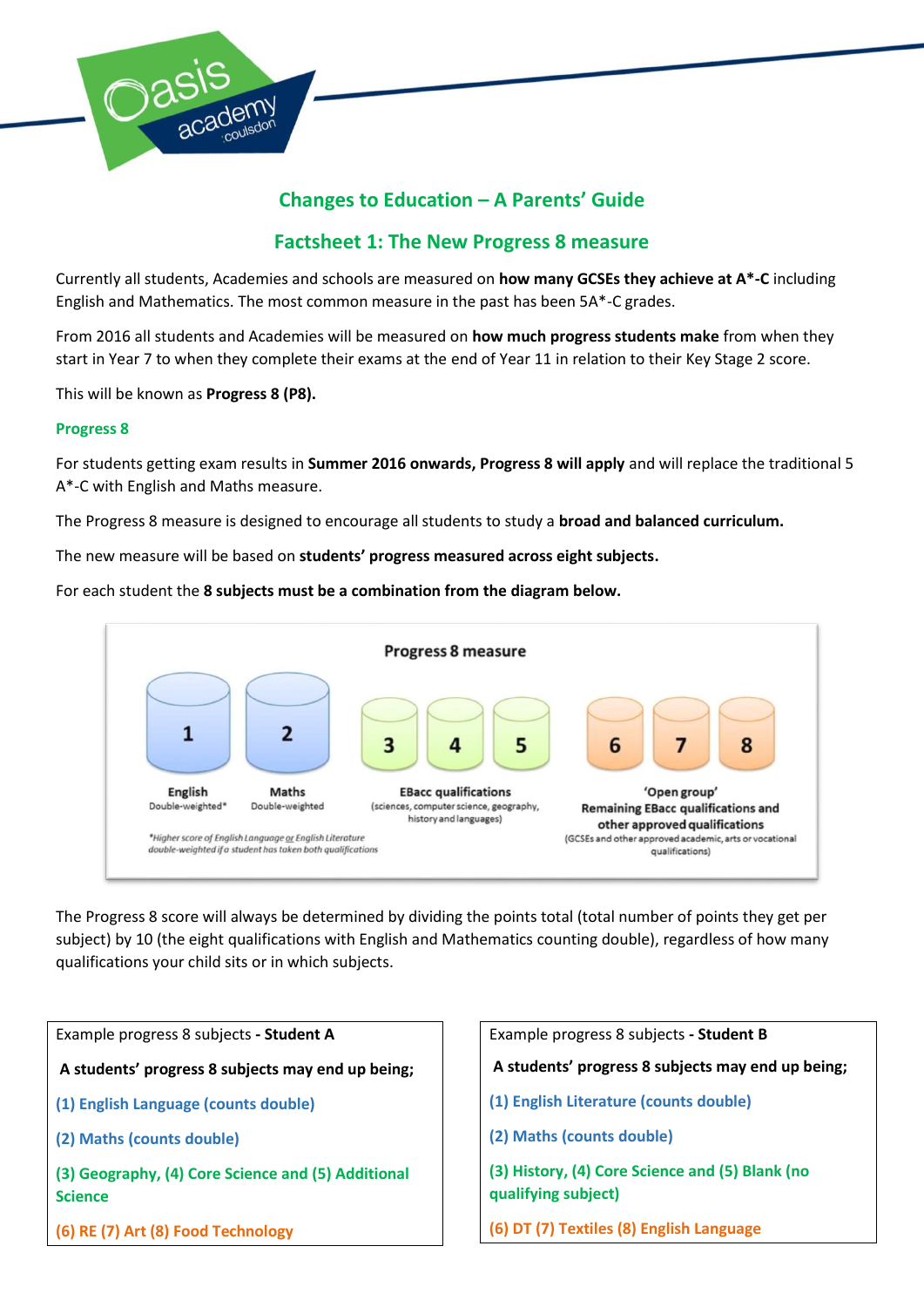## Changes to Education – A Parents' Guide

## Factsheet 1: The New Progress 8 measure

Currently all students, Academies and schools are measured on **how many GCSEs they achieve at A*-C** including English and Mathematics. The most common measure in the past has been 5A*-C grades.

From 2016 all students and Academies will be measured on **how much progress students make** from when they start in Year 7 to when they complete their exams at the end of Year 11 in relation to their Key Stage 2 score.

This will be known as **Progress 8 (P8).**

### Progress 8

For students getting exam results in **Summer 2016 onwards, Progress 8 will apply** and will replace the traditional 5 A*-C with English and Maths measure.

The Progress 8 measure is designed to encourage all students to study a **broad and balanced curriculum.**

The new measure will be based on **students' progress measured across eight subjects.**

For each student the **8 subjects must be a combination from the diagram below.**

**Progress 8 measure**

| 1 | 2 | 3 | 4 | 5 | 6 | 7 | 8 |
|---|---|---|---|---|---|---|---|
| English Double-weighted* | Maths Double-weighted | EBacc qualifications (sciences, computer science, geography, history and languages) | | | 'Open group' Remaining EBacc qualifications and other approved qualifications (GCSEs and other approved academic, arts or vocational qualifications) | | |

*Higher score of English Language or English Literature double-weighted if a student has taken both qualifications

The Progress 8 score will always be determined by dividing the points total (total number of points they get per subject) by 10 (the eight qualifications with English and Mathematics counting double), regardless of how many qualifications your child sits or in which subjects.

Example progress 8 subjects - **Student A**

**A students' progress 8 subjects may end up being;**

(1) English Language (counts double)

(2) Maths (counts double)

(3) Geography, (4) Core Science and (5) Additional Science

(6) RE (7) Art (8) Food Technology

Example progress 8 subjects - **Student B**

**A students' progress 8 subjects may end up being;**

(1) English Literature (counts double)

(2) Maths (counts double)

(3) History, (4) Core Science and (5) Blank (no qualifying subject)

(6) DT (7) Textiles (8) English Language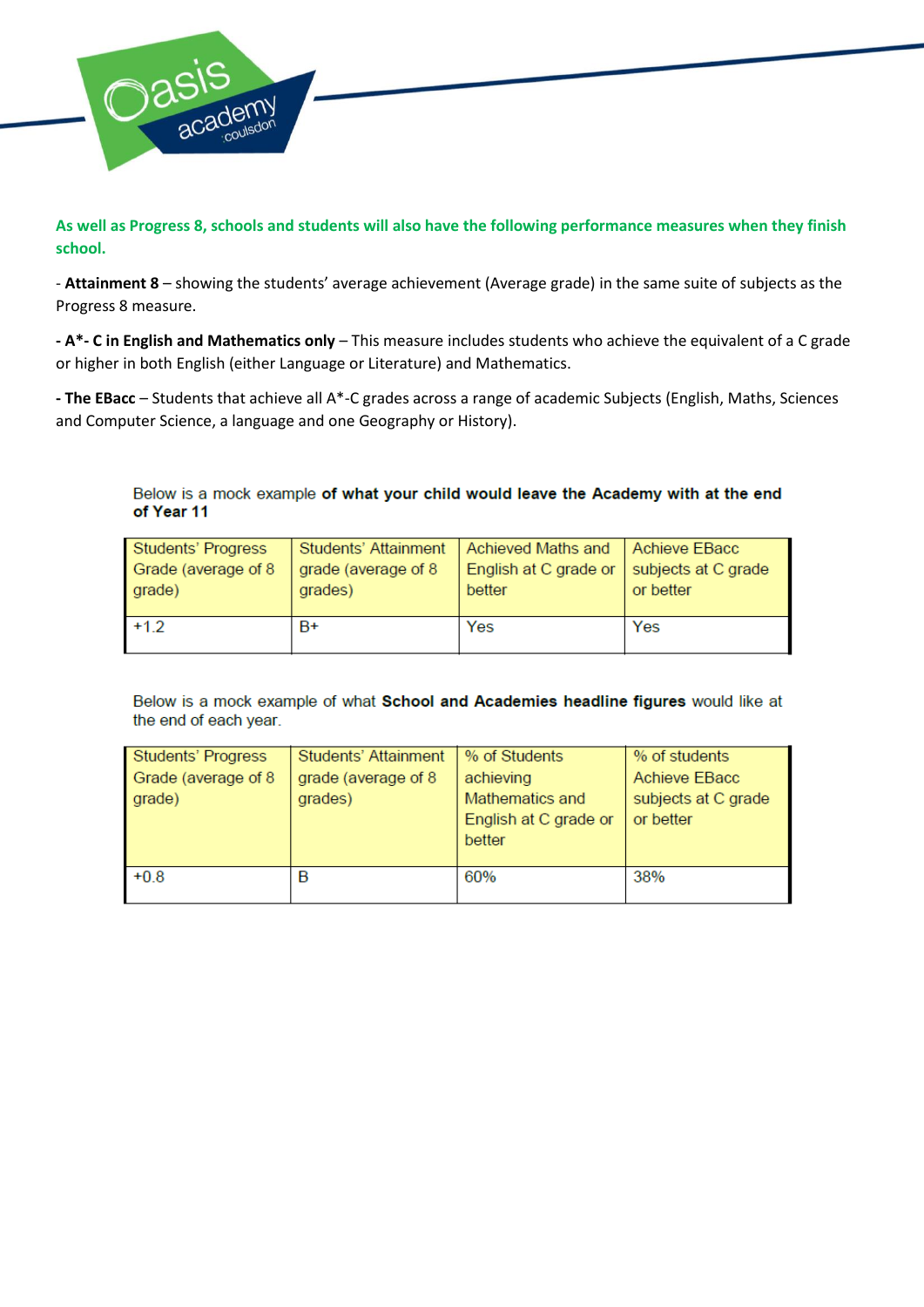**As well as Progress 8, schools and students will also have the following performance measures when they finish school.**

- **Attainment 8** – showing the students' average achievement (Average grade) in the same suite of subjects as the Progress 8 measure.

**- A*- C in English and Mathematics only** – This measure includes students who achieve the equivalent of a C grade or higher in both English (either Language or Literature) and Mathematics.

**- The EBacc** – Students that achieve all A*-C grades across a range of academic Subjects (English, Maths, Sciences and Computer Science, a language and one Geography or History).

Below is a mock example **of what your child would leave the Academy with at the end of Year 11**

| Students' Progress Grade (average of 8 grade) | Students' Attainment grade (average of 8 grades) | Achieved Maths and English at C grade or better | Achieve EBacc subjects at C grade or better |
|---|---|---|---|
| +1.2 | B+ | Yes | Yes |

Below is a mock example of what **School and Academies headline figures** would like at the end of each year.

| Students' Progress Grade (average of 8 grade) | Students' Attainment grade (average of 8 grades) | % of Students achieving Mathematics and English at C grade or better | % of students Achieve EBacc subjects at C grade or better |
|---|---|---|---|
| +0.8 | B | 60% | 38% |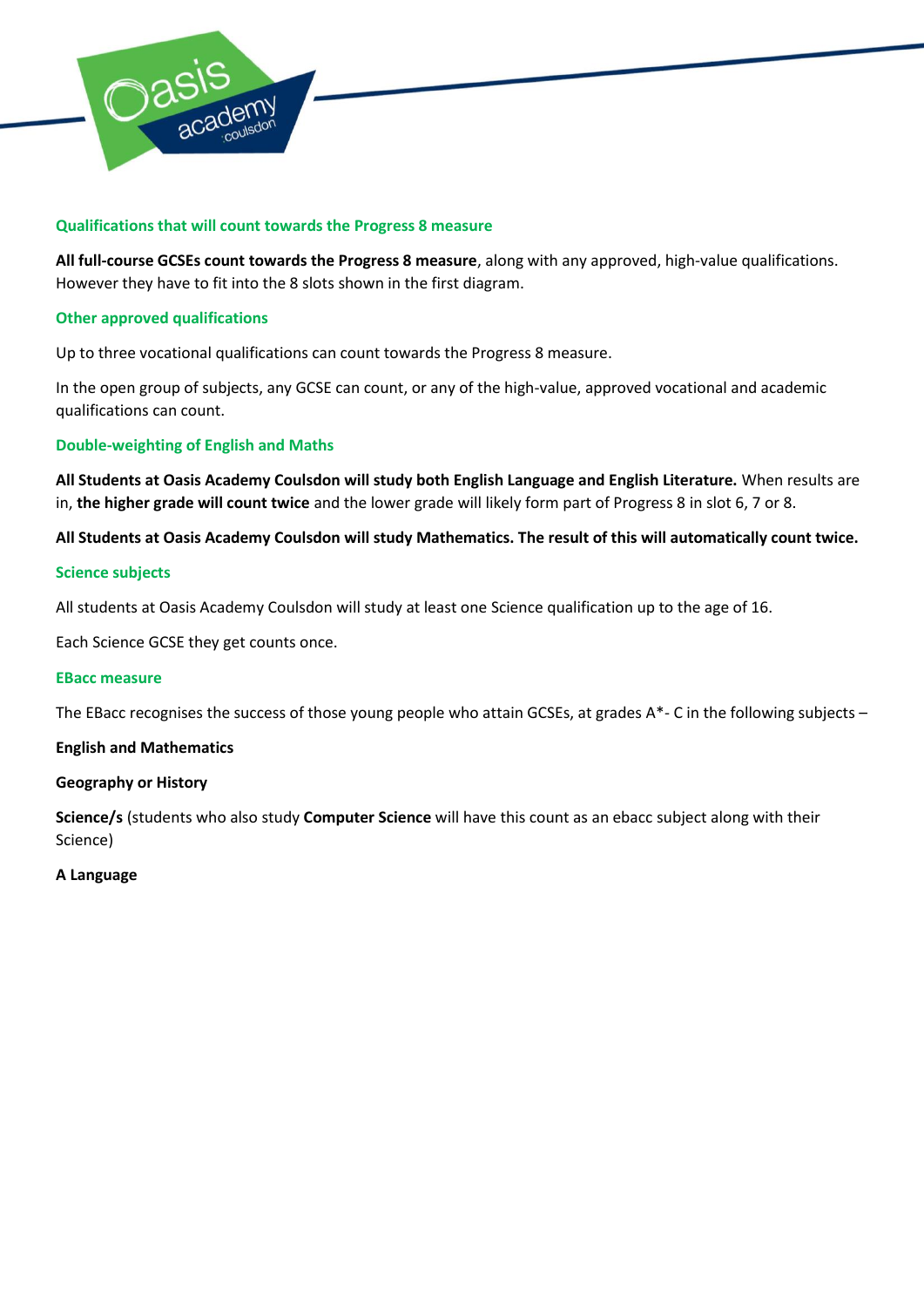## Qualifications that will count towards the Progress 8 measure

**All full-course GCSEs count towards the Progress 8 measure**, along with any approved, high-value qualifications. However they have to fit into the 8 slots shown in the first diagram.

## Other approved qualifications

Up to three vocational qualifications can count towards the Progress 8 measure.

In the open group of subjects, any GCSE can count, or any of the high-value, approved vocational and academic qualifications can count.

## Double-weighting of English and Maths

**All Students at Oasis Academy Coulsdon will study both English Language and English Literature.** When results are in, **the higher grade will count twice** and the lower grade will likely form part of Progress 8 in slot 6, 7 or 8.

**All Students at Oasis Academy Coulsdon will study Mathematics. The result of this will automatically count twice.**

## Science subjects

All students at Oasis Academy Coulsdon will study at least one Science qualification up to the age of 16.

Each Science GCSE they get counts once.

## EBacc measure

The EBacc recognises the success of those young people who attain GCSEs, at grades A*- C in the following subjects –

**English and Mathematics**

**Geography or History**

**Science/s** (students who also study **Computer Science** will have this count as an ebacc subject along with their Science)

**A Language**